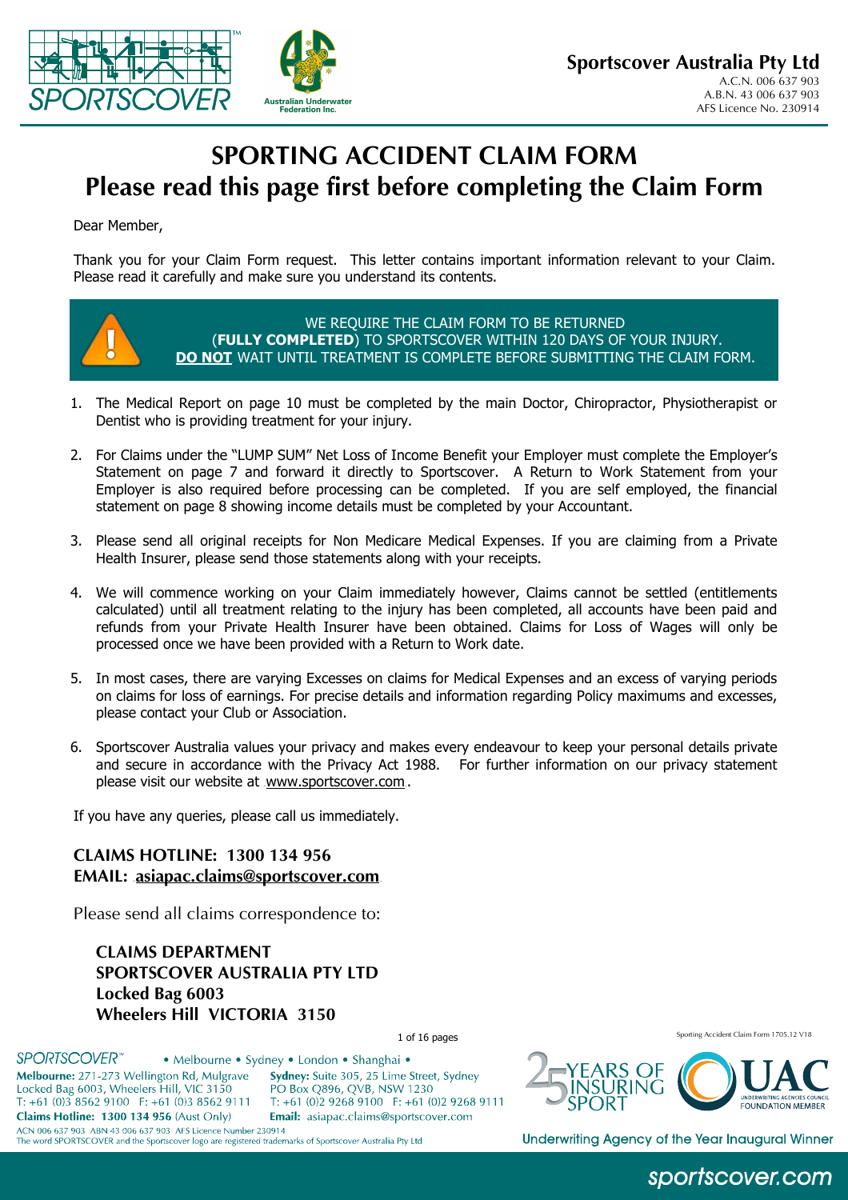**Sportscover Australia Pty Ltd**
A.C.N. 006 637 903
A.B.N. 43 006 637 903
AFS Licence No. 230914

# SPORTING ACCIDENT CLAIM FORM
# Please read this page first before completing the Claim Form

Dear Member,

Thank you for your Claim Form request. This letter contains important information relevant to your Claim. Please read it carefully and make sure you understand its contents.

> WE REQUIRE THE CLAIM FORM TO BE RETURNED (**FULLY COMPLETED**) TO SPORTSCOVER WITHIN 120 DAYS OF YOUR INJURY.
> **DO NOT** WAIT UNTIL TREATMENT IS COMPLETE BEFORE SUBMITTING THE CLAIM FORM.

1. The Medical Report on page 10 must be completed by the main Doctor, Chiropractor, Physiotherapist or Dentist who is providing treatment for your injury.
2. For Claims under the "LUMP SUM" Net Loss of Income Benefit your Employer must complete the Employer's Statement on page 7 and forward it directly to Sportscover. A Return to Work Statement from your Employer is also required before processing can be completed. If you are self employed, the financial statement on page 8 showing income details must be completed by your Accountant.
3. Please send all original receipts for Non Medicare Medical Expenses. If you are claiming from a Private Health Insurer, please send those statements along with your receipts.
4. We will commence working on your Claim immediately however, Claims cannot be settled (entitlements calculated) until all treatment relating to the injury has been completed, all accounts have been paid and refunds from your Private Health Insurer have been obtained. Claims for Loss of Wages will only be processed once we have been provided with a Return to Work date.
5. In most cases, there are varying Excesses on claims for Medical Expenses and an excess of varying periods on claims for loss of earnings. For precise details and information regarding Policy maximums and excesses, please contact your Club or Association.
6. Sportscover Australia values your privacy and makes every endeavour to keep your personal details private and secure in accordance with the Privacy Act 1988. For further information on our privacy statement please visit our website at www.sportscover.com.

If you have any queries, please call us immediately.

**CLAIMS HOTLINE: 1300 134 956**
**EMAIL: asiapac.claims@sportscover.com**

Please send all claims correspondence to:

**CLAIMS DEPARTMENT**
**SPORTSCOVER AUSTRALIA PTY LTD**
**Locked Bag 6003**
**Wheelers Hill VICTORIA 3150**

Sporting Accident Claim Form 1705.12 V18

SPORTSCOVER™ • Melbourne • Sydney • London • Shanghai •

**Melbourne:** 271-273 Wellington Rd, Mulgrave
Locked Bag 6003, Wheelers Hill, VIC 3150
T: +61 (0)3 8562 9100 F: +61 (0)3 8562 9111
**Claims Hotline: 1300 134 956** (Aust Only)

**Sydney:** Suite 305, 25 Lime Street, Sydney
PO Box Q896, QVB, NSW 1230
T: +61 (0)2 9268 9100 F: +61 (0)2 9268 9111
**Email:** asiapac.claims@sportscover.com

ACN 006 637 903 ABN 43 006 637 903 AFS Licence Number 230914
The word SPORTSCOVER and the Sportscover logo are registered trademarks of Sportscover Australia Pty Ltd

25 YEARS OF INSURING SPORT

UAC UNDERWRITING AGENCIES COUNCIL FOUNDATION MEMBER

Underwriting Agency of the Year Inaugural Winner

sportscover.com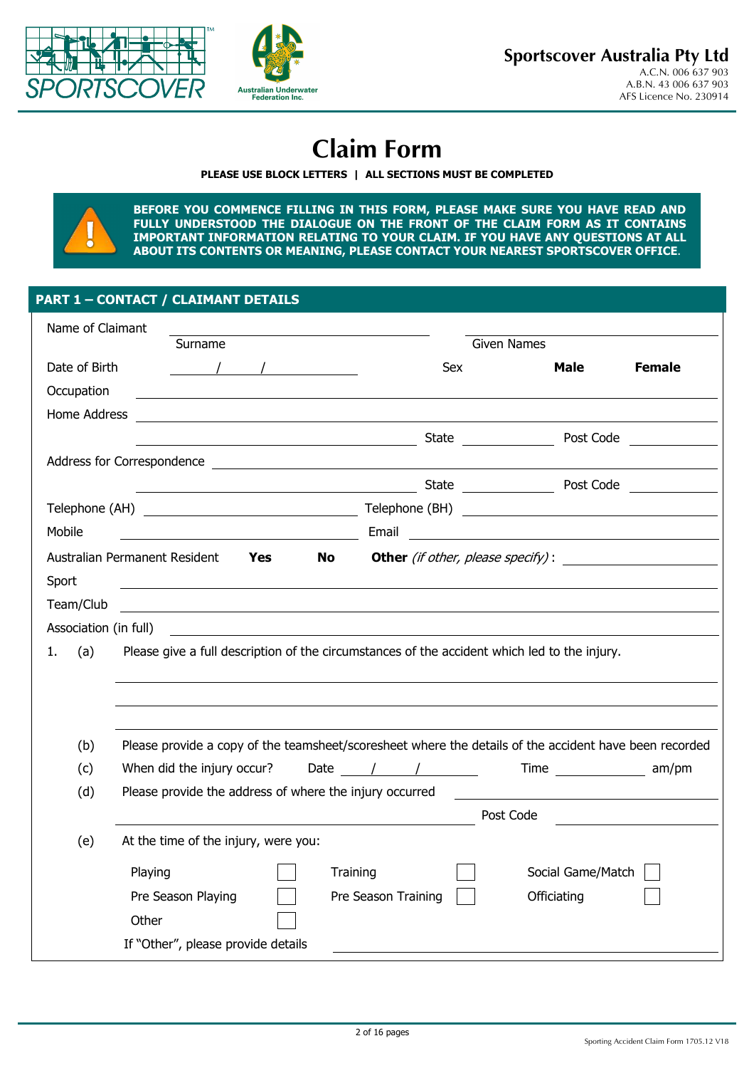**Sportscover Australia Pty Ltd**
A.C.N. 006 637 903
A.B.N. 43 006 637 903
AFS Licence No. 230914

# Claim Form

**PLEASE USE BLOCK LETTERS | ALL SECTIONS MUST BE COMPLETED**

**BEFORE YOU COMMENCE FILLING IN THIS FORM, PLEASE MAKE SURE YOU HAVE READ AND FULLY UNDERSTOOD THE DIALOGUE ON THE FRONT OF THE CLAIM FORM AS IT CONTAINS IMPORTANT INFORMATION RELATING TO YOUR CLAIM. IF YOU HAVE ANY QUESTIONS AT ALL ABOUT ITS CONTENTS OR MEANING, PLEASE CONTACT YOUR NEAREST SPORTSCOVER OFFICE.**

## PART 1 – CONTACT / CLAIMANT DETAILS

Name of Claimant ______________________ ______________________
Surname Given Names

Date of Birth ____ / ____ / ____ Sex **Male** **Female**

Occupation ______________________

Home Address ______________________

______________________ State ________ Post Code ________

Address for Correspondence ______________________

______________________ State ________ Post Code ________

Telephone (AH) ______________________ Telephone (BH) ______________________

Mobile ______________________ Email ______________________

Australian Permanent Resident **Yes** **No** **Other** *(if other, please specify)* : ______________________

Sport ______________________

Team/Club ______________________

Association (in full) ______________________

1. (a) Please give a full description of the circumstances of the accident which led to the injury.

______________________

______________________

______________________

(b) Please provide a copy of the teamsheet/scoresheet where the details of the accident have been recorded

(c) When did the injury occur? Date ____ / ____ / ____ Time ________ am/pm

(d) Please provide the address of where the injury occurred ______________________

______________________ Post Code ________

(e) At the time of the injury, were you:

| | | | | | |
|---|---|---|---|---|---|
| Playing | ☐ | Training | ☐ | Social Game/Match | ☐ |
| Pre Season Playing | ☐ | Pre Season Training | ☐ | Officiating | ☐ |
| Other | ☐ | | | | |

If "Other", please provide details ______________________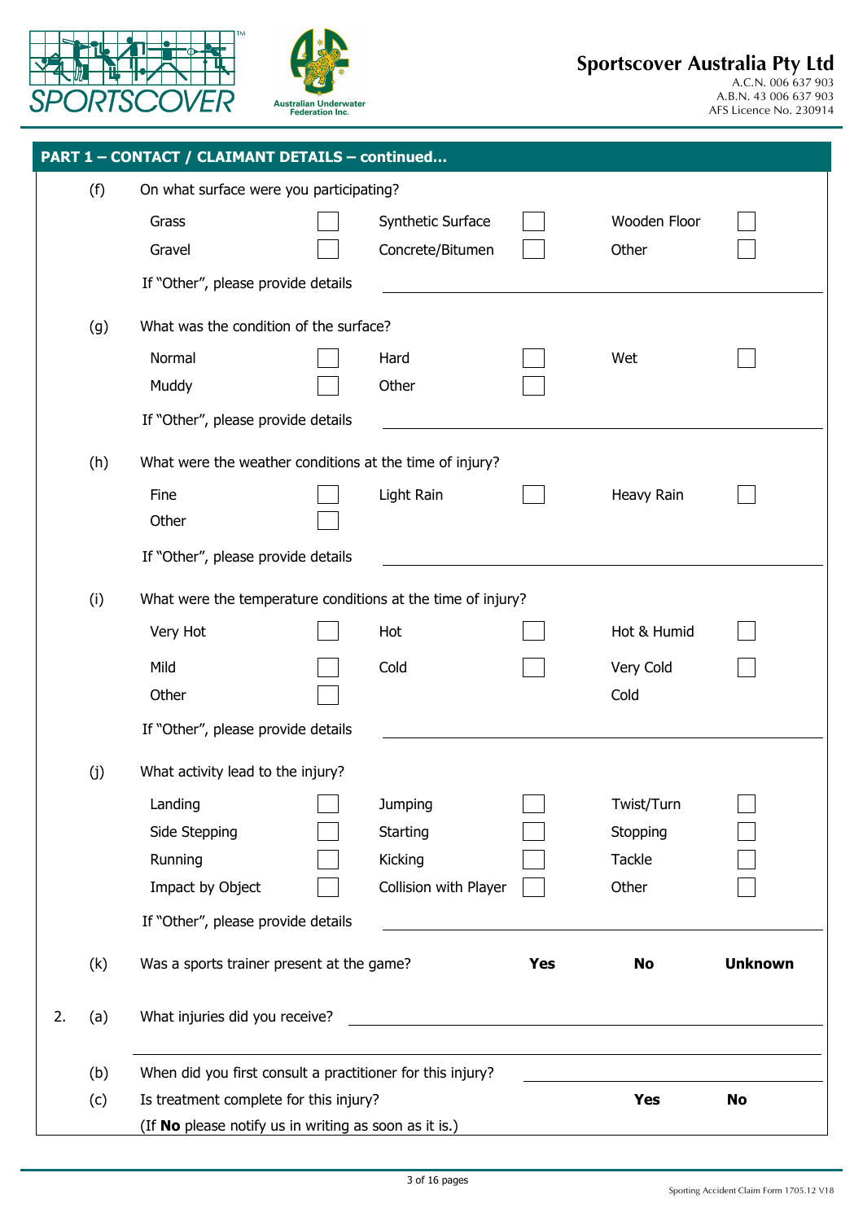**Sportscover Australia Pty Ltd**
A.C.N. 006 637 903
A.B.N. 43 006 637 903
AFS Licence No. 230914

## PART 1 – CONTACT / CLAIMANT DETAILS – continued...

(f) On what surface were you participating?

| | | | | | |
|---|---|---|---|---|---|
| Grass | ☐ | Synthetic Surface | ☐ | Wooden Floor | ☐ |
| Gravel | ☐ | Concrete/Bitumen | ☐ | Other | ☐ |

If "Other", please provide details ______________________

(g) What was the condition of the surface?

| | | | | | |
|---|---|---|---|---|---|
| Normal | ☐ | Hard | ☐ | Wet | ☐ |
| Muddy | ☐ | Other | ☐ | | |

If "Other", please provide details ______________________

(h) What were the weather conditions at the time of injury?

| | | | | | |
|---|---|---|---|---|---|
| Fine | ☐ | Light Rain | ☐ | Heavy Rain | ☐ |
| Other | ☐ | | | | |

If "Other", please provide details ______________________

(i) What were the temperature conditions at the time of injury?

| | | | | | |
|---|---|---|---|---|---|
| Very Hot | ☐ | Hot | ☐ | Hot & Humid | ☐ |
| Mild | ☐ | Cold | ☐ | Very Cold | ☐ |
| Other | ☐ | | | Cold | |

If "Other", please provide details ______________________

(j) What activity lead to the injury?

| | | | | | |
|---|---|---|---|---|---|
| Landing | ☐ | Jumping | ☐ | Twist/Turn | ☐ |
| Side Stepping | ☐ | Starting | ☐ | Stopping | ☐ |
| Running | ☐ | Kicking | ☐ | Tackle | ☐ |
| Impact by Object | ☐ | Collision with Player | ☐ | Other | ☐ |

If "Other", please provide details ______________________

(k) Was a sports trainer present at the game? **Yes** **No** **Unknown**

2. (a) What injuries did you receive? ______________________

______________________

(b) When did you first consult a practitioner for this injury? ______________________

(c) Is treatment complete for this injury? **Yes** **No**

(If **No** please notify us in writing as soon as it is.)

Sporting Accident Claim Form 1705.12 V18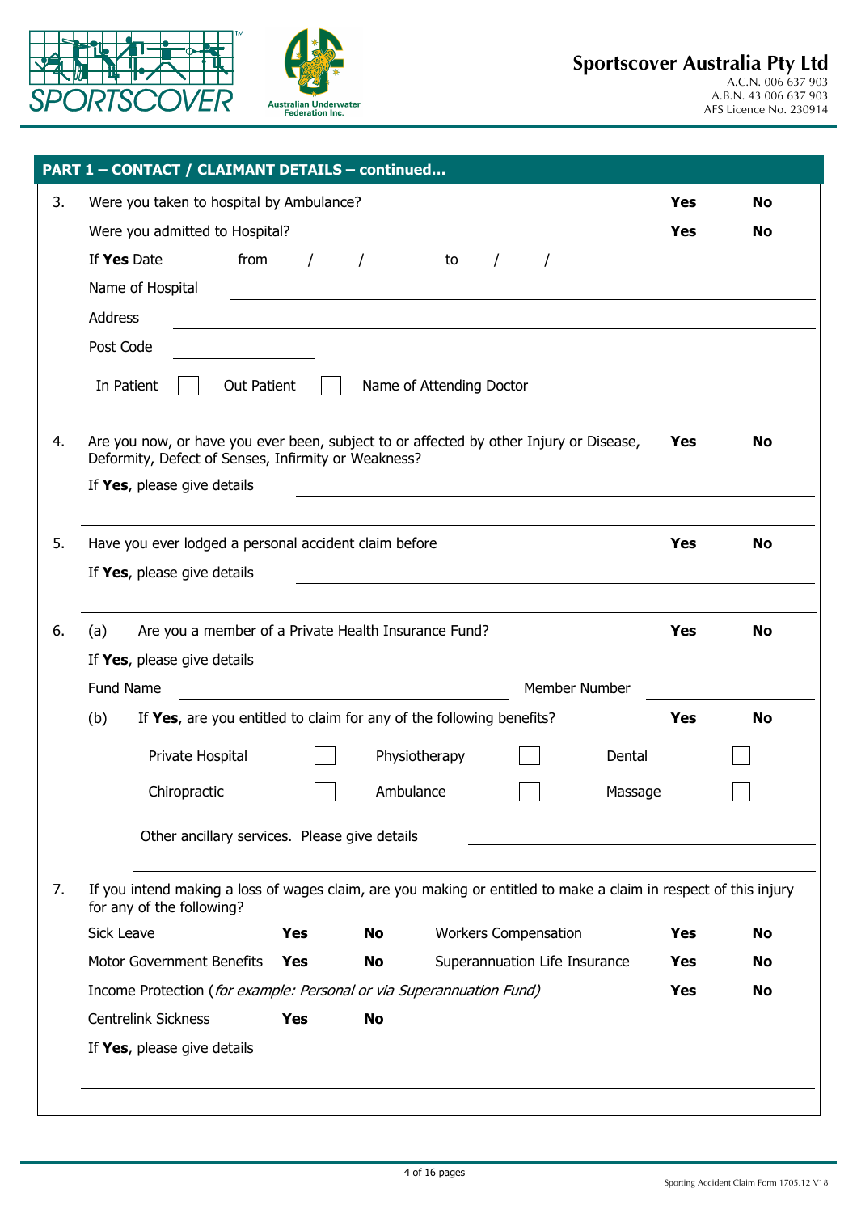**Sportscover Australia Pty Ltd**
A.C.N. 006 637 903
A.B.N. 43 006 637 903
AFS Licence No. 230914

## PART 1 – CONTACT / CLAIMANT DETAILS – continued...

3. Were you taken to hospital by Ambulance? **Yes** **No**

   Were you admitted to Hospital? **Yes** **No**

   If **Yes** Date from / / to / /

   Name of Hospital ______________________________

   Address ______________________________

   Post Code ______________

   In Patient ☐ Out Patient ☐ Name of Attending Doctor ______________________________

4. Are you now, or have you ever been, subject to or affected by other Injury or Disease, Deformity, Defect of Senses, Infirmity or Weakness? **Yes** **No**

   If **Yes**, please give details ______________________________

5. Have you ever lodged a personal accident claim before **Yes** **No**

   If **Yes**, please give details ______________________________

6. (a) Are you a member of a Private Health Insurance Fund? **Yes** **No**

   If **Yes**, please give details

   Fund Name ______________________________ Member Number ______________

   (b) If **Yes**, are you entitled to claim for any of the following benefits? **Yes** **No**

   Private Hospital ☐ Physiotherapy ☐ Dental ☐

   Chiropractic ☐ Ambulance ☐ Massage ☐

   Other ancillary services. Please give details ______________________________

7. If you intend making a loss of wages claim, are you making or entitled to make a claim in respect of this injury for any of the following?

   Sick Leave **Yes** **No** Workers Compensation **Yes** **No**

   Motor Government Benefits **Yes** **No** Superannuation Life Insurance **Yes** **No**

   Income Protection (*for example: Personal or via Superannuation Fund*) **Yes** **No**

   Centrelink Sickness **Yes** **No**

   If **Yes**, please give details ______________________________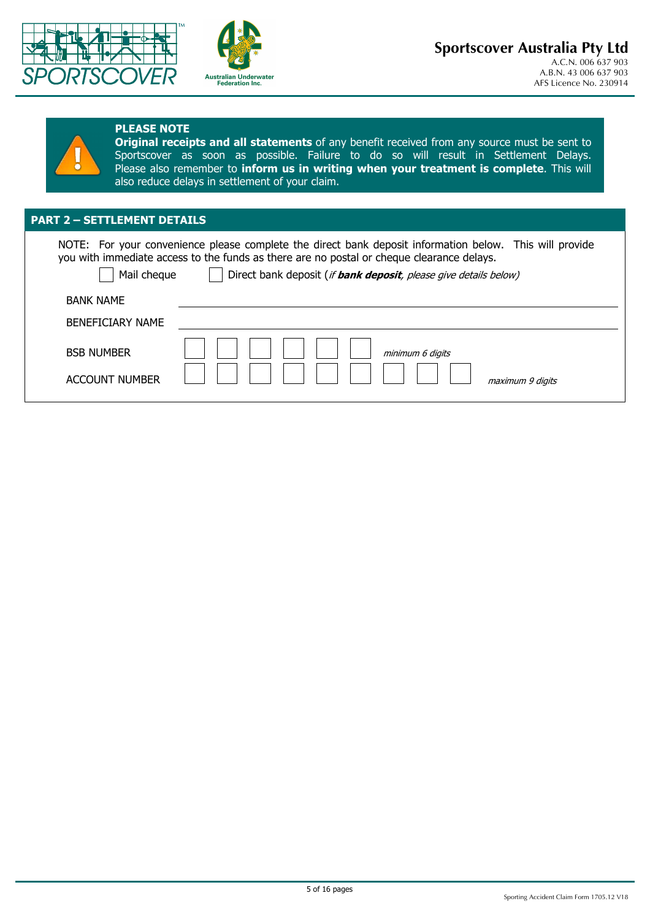**Sportscover Australia Pty Ltd**
A.C.N. 006 637 903
A.B.N. 43 006 637 903
AFS Licence No. 230914

Australian Underwater Federation Inc.

**PLEASE NOTE**
**Original receipts and all statements** of any benefit received from any source must be sent to Sportscover as soon as possible. Failure to do so will result in Settlement Delays. Please also remember to **inform us in writing when your treatment is complete**. This will also reduce delays in settlement of your claim.

## PART 2 – SETTLEMENT DETAILS

NOTE: For your convenience please complete the direct bank deposit information below. This will provide you with immediate access to the funds as there are no postal or cheque clearance delays.

☐ Mail cheque ☐ Direct bank deposit (*if **bank deposit**, please give details below)*

BANK NAME ____________________

BENEFICIARY NAME ____________________

BSB NUMBER ☐☐☐☐☐☐ *minimum 6 digits*

ACCOUNT NUMBER ☐☐☐☐☐☐☐☐☐ *maximum 9 digits*

Sporting Accident Claim Form 1705.12 V18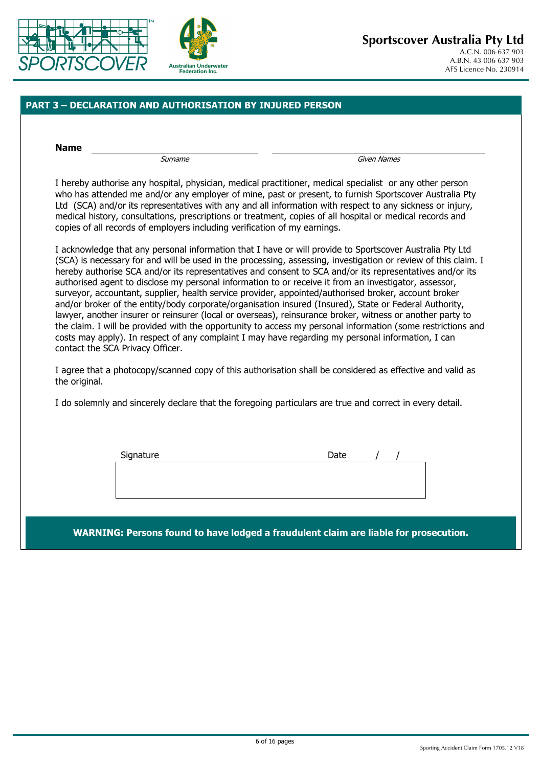**Sportscover Australia Pty Ltd**
A.C.N. 006 637 903
A.B.N. 43 006 637 903
AFS Licence No. 230914

## PART 3 – DECLARATION AND AUTHORISATION BY INJURED PERSON

**Name** \_\_\_\_\_\_\_\_\_\_\_\_\_\_\_\_\_\_\_\_ \_\_\_\_\_\_\_\_\_\_\_\_\_\_\_\_\_\_\_\_
*Surname* *Given Names*

I hereby authorise any hospital, physician, medical practitioner, medical specialist or any other person who has attended me and/or any employer of mine, past or present, to furnish Sportscover Australia Pty Ltd (SCA) and/or its representatives with any and all information with respect to any sickness or injury, medical history, consultations, prescriptions or treatment, copies of all hospital or medical records and copies of all records of employers including verification of my earnings.

I acknowledge that any personal information that I have or will provide to Sportscover Australia Pty Ltd (SCA) is necessary for and will be used in the processing, assessing, investigation or review of this claim. I hereby authorise SCA and/or its representatives and consent to SCA and/or its representatives and/or its authorised agent to disclose my personal information to or receive it from an investigator, assessor, surveyor, accountant, supplier, health service provider, appointed/authorised broker, account broker and/or broker of the entity/body corporate/organisation insured (Insured), State or Federal Authority, lawyer, another insurer or reinsurer (local or overseas), reinsurance broker, witness or another party to the claim. I will be provided with the opportunity to access my personal information (some restrictions and costs may apply). In respect of any complaint I may have regarding my personal information, I can contact the SCA Privacy Officer.

I agree that a photocopy/scanned copy of this authorisation shall be considered as effective and valid as the original.

I do solemnly and sincerely declare that the foregoing particulars are true and correct in every detail.

Signature \_\_\_\_\_\_\_\_\_\_\_\_\_\_\_\_\_\_\_\_ Date / /

**WARNING: Persons found to have lodged a fraudulent claim are liable for prosecution.**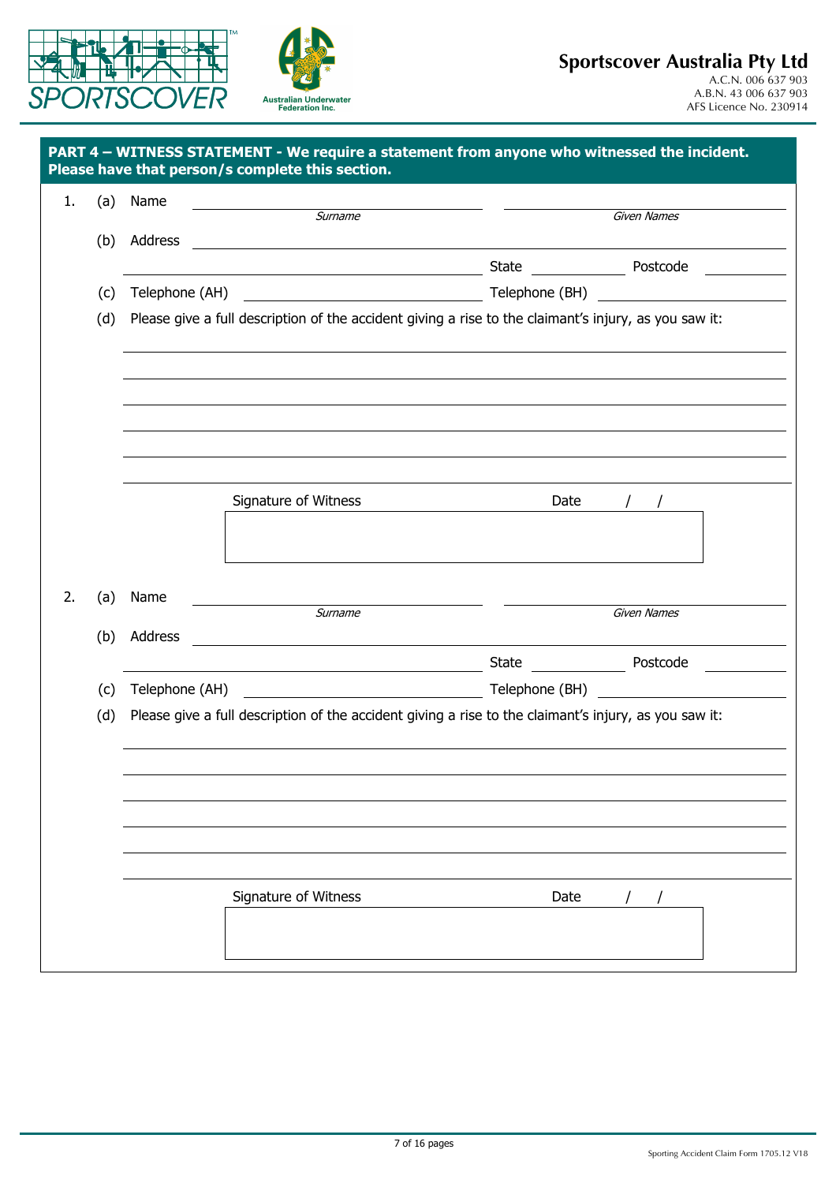Sportscover Australia Pty Ltd
A.C.N. 006 637 903
A.B.N. 43 006 637 903
AFS Licence No. 230914

## PART 4 – WITNESS STATEMENT - We require a statement from anyone who witnessed the incident. Please have that person/s complete this section.

1. (a) Name ______________________ ______________________
   *Surname* *Given Names*

   (b) Address ______________________________________________

   ______________________ State __________ Postcode __________

   (c) Telephone (AH) ______________________ Telephone (BH) ______________________

   (d) Please give a full description of the accident giving a rise to the claimant's injury, as you saw it:

   ______________________________________________

   ______________________________________________

   ______________________________________________

   ______________________________________________

   ______________________________________________

   ______________________________________________

   Signature of Witness Date / /

2. (a) Name ______________________ ______________________
   *Surname* *Given Names*

   (b) Address ______________________________________________

   ______________________ State __________ Postcode __________

   (c) Telephone (AH) ______________________ Telephone (BH) ______________________

   (d) Please give a full description of the accident giving a rise to the claimant's injury, as you saw it:

   ______________________________________________

   ______________________________________________

   ______________________________________________

   ______________________________________________

   ______________________________________________

   ______________________________________________

   Signature of Witness Date / /

Sporting Accident Claim Form 1705.12 V18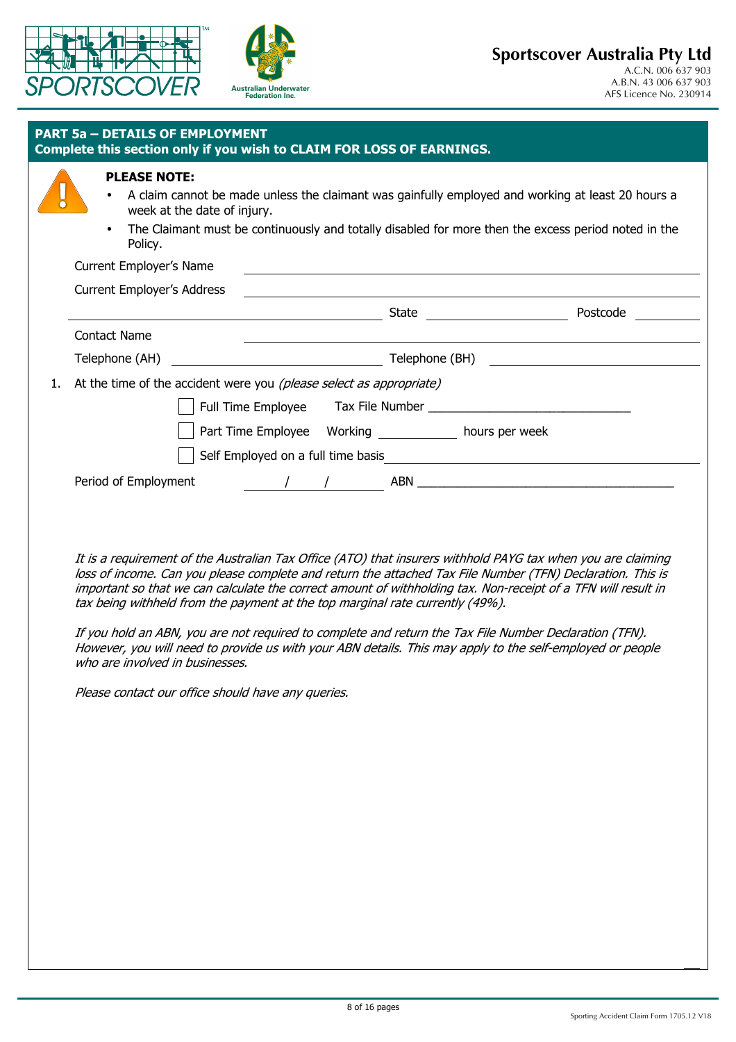Sportscover Australia Pty Ltd
A.C.N. 006 637 903
A.B.N. 43 006 637 903
AFS Licence No. 230914

## PART 5a – DETAILS OF EMPLOYMENT
**Complete this section only if you wish to CLAIM FOR LOSS OF EARNINGS.**

**PLEASE NOTE:**

- A claim cannot be made unless the claimant was gainfully employed and working at least 20 hours a week at the date of injury.
- The Claimant must be continuously and totally disabled for more then the excess period noted in the Policy.

Current Employer's Name ______________________________

Current Employer's Address ______________________________

______________________________ State ______________ Postcode __________

Contact Name ______________________________

Telephone (AH) ______________________ Telephone (BH) ______________________

1. At the time of the accident were you *(please select as appropriate)*

   ☐ Full Time Employee Tax File Number ______________________________

   ☐ Part Time Employee Working ____________ hours per week

   ☐ Self Employed on a full time basis ______________________________

Period of Employment ____ / ____ / ____ ABN ______________________________

*It is a requirement of the Australian Tax Office (ATO) that insurers withhold PAYG tax when you are claiming loss of income. Can you please complete and return the attached Tax File Number (TFN) Declaration. This is important so that we can calculate the correct amount of withholding tax. Non-receipt of a TFN will result in tax being withheld from the payment at the top marginal rate currently (49%).*

*If you hold an ABN, you are not required to complete and return the Tax File Number Declaration (TFN). However, you will need to provide us with your ABN details. This may apply to the self-employed or people who are involved in businesses.*

*Please contact our office should have any queries.*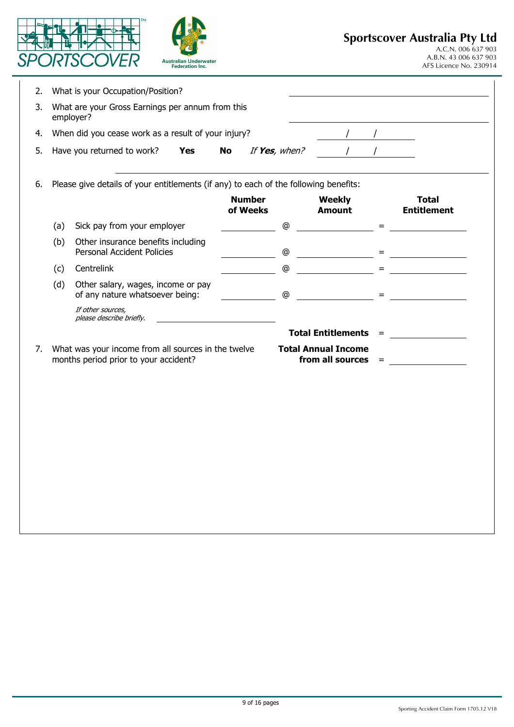**Sportscover Australia Pty Ltd**
A.C.N. 006 637 903
A.B.N. 43 006 637 903
AFS Licence No. 230914

Australian Underwater Federation Inc.

2. What is your Occupation/Position? \_\_\_\_\_\_\_\_\_\_\_\_\_\_\_\_\_\_\_\_

3. What are your Gross Earnings per annum from this employer? \_\_\_\_\_\_\_\_\_\_\_\_\_\_\_\_\_\_\_\_

4. When did you cease work as a result of your injury? \_\_\_\_ / \_\_\_\_ / \_\_\_\_

5. Have you returned to work? **Yes** **No** *If **Yes**, when?* \_\_\_\_ / \_\_\_\_ / \_\_\_\_

\_\_\_\_\_\_\_\_\_\_\_\_\_\_\_\_\_\_\_\_\_\_\_\_\_\_\_\_\_\_\_\_\_\_\_\_\_\_\_\_

6. Please give details of your entitlements (if any) to each of the following benefits:

| | **Number of Weeks** | | **Weekly Amount** | | **Total Entitlement** |
|---|---|---|---|---|---|
| (a) Sick pay from your employer | | @ | | = | |
| (b) Other insurance benefits including Personal Accident Policies | | @ | | = | |
| (c) Centrelink | | @ | | = | |
| (d) Other salary, wages, income or pay of any nature whatsoever being: | | @ | | = | |
| *If other sources, please describe briefly.* | | | | | |
| | | | **Total Entitlements** | = | |

7. What was your income from all sources in the twelve months period prior to your accident? **Total Annual Income from all sources** = \_\_\_\_\_\_\_\_\_\_\_\_

Sporting Accident Claim Form 1705.12 V18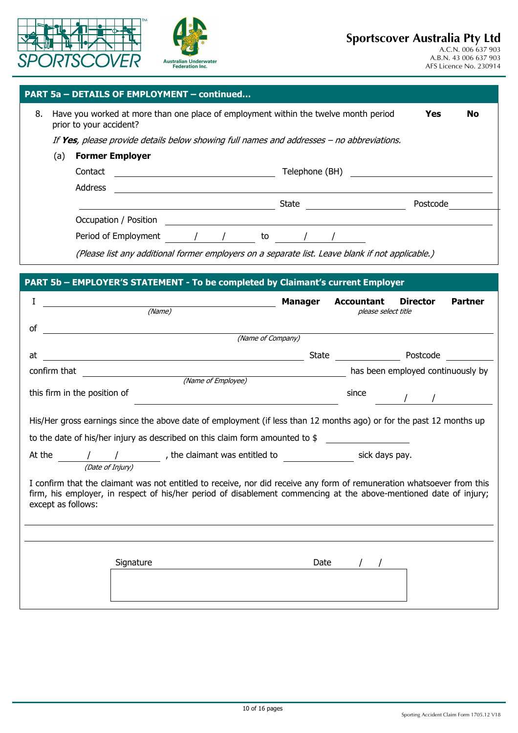**Sportscover Australia Pty Ltd**
A.C.N. 006 637 903
A.B.N. 43 006 637 903
AFS Licence No. 230914

## PART 5a – DETAILS OF EMPLOYMENT – continued…

8. Have you worked at more than one place of employment within the twelve month period prior to your accident? **Yes** **No**

*If **Yes**, please provide details below showing full names and addresses – no abbreviations.*

(a) **Former Employer**

Contact ______________________ Telephone (BH) ______________________

Address ______________________________________________

______________________ State ______________ Postcode ________

Occupation / Position ______________________________________________

Period of Employment ____ / ____ / ____ to ____ / ____ / ____

*(Please list any additional former employers on a separate list. Leave blank if not applicable.)*

## PART 5b – EMPLOYER'S STATEMENT - To be completed by Claimant's current Employer

I ______________________ **Manager** **Accountant** **Director** **Partner**
*(Name)* *please select title*

of ______________________________________________
*(Name of Company)*

at ______________________ State ______________ Postcode ________

confirm that ______________________ has been employed continuously by
*(Name of Employee)*

this firm in the position of ______________________ since ____ / ____ / ____

His/Her gross earnings since the above date of employment (if less than 12 months ago) or for the past 12 months up to the date of his/her injury as described on this claim form amounted to $ ______________

At the ____ / ____ / ____ , the claimant was entitled to ______________ sick days pay.
*(Date of Injury)*

I confirm that the claimant was not entitled to receive, nor did receive any form of remuneration whatsoever from this firm, his employer, in respect of his/her period of disablement commencing at the above-mentioned date of injury; except as follows:

______________________________________________

______________________________________________

Signature ______________________ Date ____ / ____ / ____

Sporting Accident Claim Form 1705.12 V18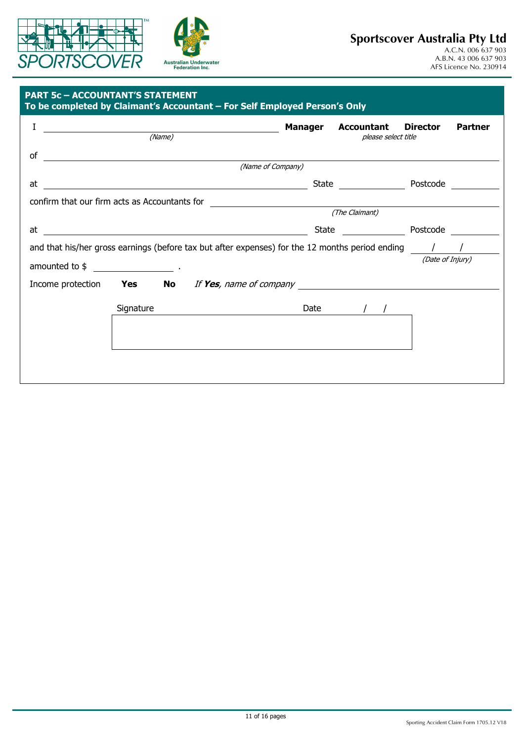**Sportscover Australia Pty Ltd**
A.C.N. 006 637 903
A.B.N. 43 006 637 903
AFS Licence No. 230914

## PART 5c – ACCOUNTANT'S STATEMENT

**To be completed by Claimant's Accountant – For Self Employed Person's Only**

I ______________________________ (Name) **Manager** **Accountant** **Director** **Partner** *please select title*

of ______________________________ *(Name of Company)*

at ______________________________ State __________ Postcode __________

confirm that our firm acts as Accountants for ______________________________ *(The Claimant)*

at ______________________________ State __________ Postcode __________

and that his/her gross earnings (before tax but after expenses) for the 12 months period ending ___ / ___ / ___ *(Date of Injury)*

amounted to $ __________ .

Income protection **Yes** **No** *If* ***Yes****, name of company* ______________________________

Signature ______________________________ Date ___ / ___ / ___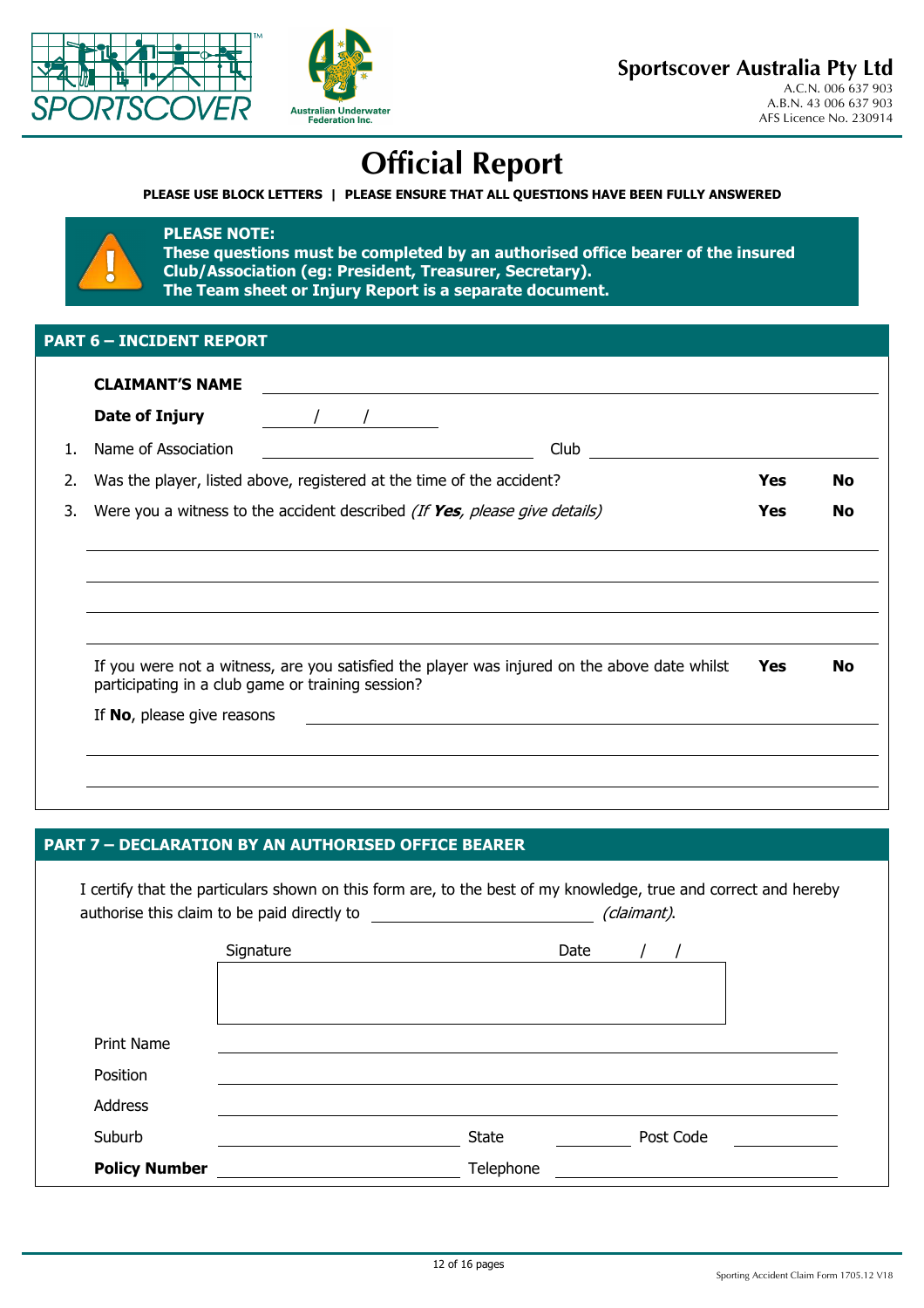**Sportscover Australia Pty Ltd**
A.C.N. 006 637 903
A.B.N. 43 006 637 903
AFS Licence No. 230914

# Official Report

**PLEASE USE BLOCK LETTERS | PLEASE ENSURE THAT ALL QUESTIONS HAVE BEEN FULLY ANSWERED**

**PLEASE NOTE:**
**These questions must be completed by an authorised office bearer of the insured Club/Association (eg: President, Treasurer, Secretary).**
**The Team sheet or Injury Report is a separate document.**

## PART 6 – INCIDENT REPORT

**CLAIMANT'S NAME** ______________________________

**Date of Injury** ____ / ____ / ____

1. Name of Association ______________________ Club ______________________
2. Was the player, listed above, registered at the time of the accident? **Yes** **No**
3. Were you a witness to the accident described *(If **Yes**, please give details)* **Yes** **No**

______________________________
______________________________
______________________________
______________________________

If you were not a witness, are you satisfied the player was injured on the above date whilst participating in a club game or training session? **Yes** **No**

If **No**, please give reasons ______________________________

______________________________
______________________________

## PART 7 – DECLARATION BY AN AUTHORISED OFFICE BEARER

I certify that the particulars shown on this form are, to the best of my knowledge, true and correct and hereby authorise this claim to be paid directly to ______________________ *(claimant)*.

Signature ______________________ Date ____ / ____ / ____

Print Name ______________________

Position ______________________

Address ______________________

Suburb ______________ State ________ Post Code ________

**Policy Number** ______________ Telephone ______________

Sporting Accident Claim Form 1705.12 V18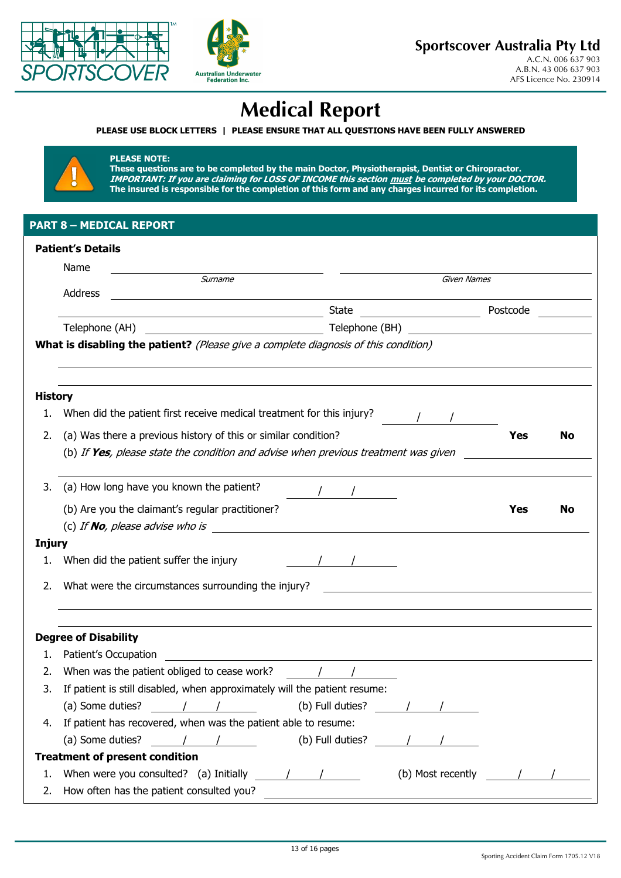**Sportscover Australia Pty Ltd**
A.C.N. 006 637 903
A.B.N. 43 006 637 903
AFS Licence No. 230914

Australian Underwater Federation Inc.

# Medical Report

**PLEASE USE BLOCK LETTERS | PLEASE ENSURE THAT ALL QUESTIONS HAVE BEEN FULLY ANSWERED**

**PLEASE NOTE:**
**These questions are to be completed by the main Doctor, Physiotherapist, Dentist or Chiropractor.**
***IMPORTANT: If you are claiming for LOSS OF INCOME this section must be completed by your DOCTOR.***
**The insured is responsible for the completion of this form and any charges incurred for its completion.**

## PART 8 – MEDICAL REPORT

### Patient's Details

Name ______________________ (*Surname*) ______________________ (*Given Names*)

Address ____________________________________________

____________________________ State ______________ Postcode ________

Telephone (AH) ______________________ Telephone (BH) ______________________

**What is disabling the patient?** *(Please give a complete diagnosis of this condition)*

____________________________________________

____________________________________________

### History

1. When did the patient first receive medical treatment for this injury? ____ / ____ / ____
2. (a) Was there a previous history of this or similar condition? **Yes** **No**
   (b) *If **Yes**, please state the condition and advise when previous treatment was given* ______________
   ____________________________________________
3. (a) How long have you known the patient? ____ / ____ / ____
   (b) Are you the claimant's regular practitioner? **Yes** **No**
   (c) *If **No**, please advise who is* ______________________

### Injury

1. When did the patient suffer the injury ____ / ____ / ____
2. What were the circumstances surrounding the injury? ______________________
   ____________________________________________
   ____________________________________________

### Degree of Disability

1. Patient's Occupation ______________________
2. When was the patient obliged to cease work? ____ / ____ / ____
3. If patient is still disabled, when approximately will the patient resume:
   (a) Some duties? ____ / ____ / ____ (b) Full duties? ____ / ____ / ____
4. If patient has recovered, when was the patient able to resume:
   (a) Some duties? ____ / ____ / ____ (b) Full duties? ____ / ____ / ____

### Treatment of present condition

1. When were you consulted? (a) Initially ____ / ____ / ____ (b) Most recently ____ / ____ / ____
2. How often has the patient consulted you? ______________________

Sporting Accident Claim Form 1705.12 V18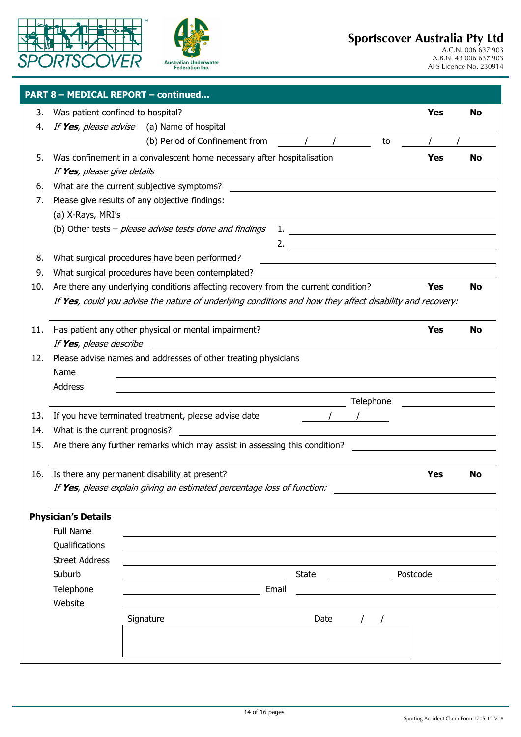**Sportscover Australia Pty Ltd**
A.C.N. 006 637 903
A.B.N. 43 006 637 903
AFS Licence No. 230914

## PART 8 – MEDICAL REPORT – continued...

3. Was patient confined to hospital? **Yes** **No**
4. *If **Yes**, please advise* (a) Name of hospital ____________________
   (b) Period of Confinement from ___/___/___ to ___/___/___
5. Was confinement in a convalescent home necessary after hospitalisation **Yes** **No**
   *If **Yes**, please give details* ____________________
6. What are the current subjective symptoms? ____________________
7. Please give results of any objective findings:
   (a) X-Rays, MRI's ____________________
   (b) Other tests – *please advise tests done and findings* 1. ____________________
   2. ____________________
8. What surgical procedures have been performed? ____________________
9. What surgical procedures have been contemplated? ____________________
10. Are there any underlying conditions affecting recovery from the current condition? **Yes** **No**
    *If **Yes**, could you advise the nature of underlying conditions and how they affect disability and recovery:*
    ____________________
11. Has patient any other physical or mental impairment? **Yes** **No**
    *If **Yes**, please describe* ____________________
12. Please advise names and addresses of other treating physicians
    Name ____________________
    Address ____________________
    ____________________ Telephone ____________________
13. If you have terminated treatment, please advise date ___/___/___
14. What is the current prognosis? ____________________
15. Are there any further remarks which may assist in assessing this condition? ____________________
    ____________________
16. Is there any permanent disability at present? **Yes** **No**
    *If **Yes**, please explain giving an estimated percentage loss of function:* ____________________
    ____________________

**Physician's Details**

Full Name ____________________

Qualifications ____________________

Street Address ____________________

Suburb ____________________ State ____________________ Postcode ____________________

Telephone ____________________ Email ____________________

Website ____________________

Signature ____________________ Date ___/___/___

Sporting Accident Claim Form 1705.12 V18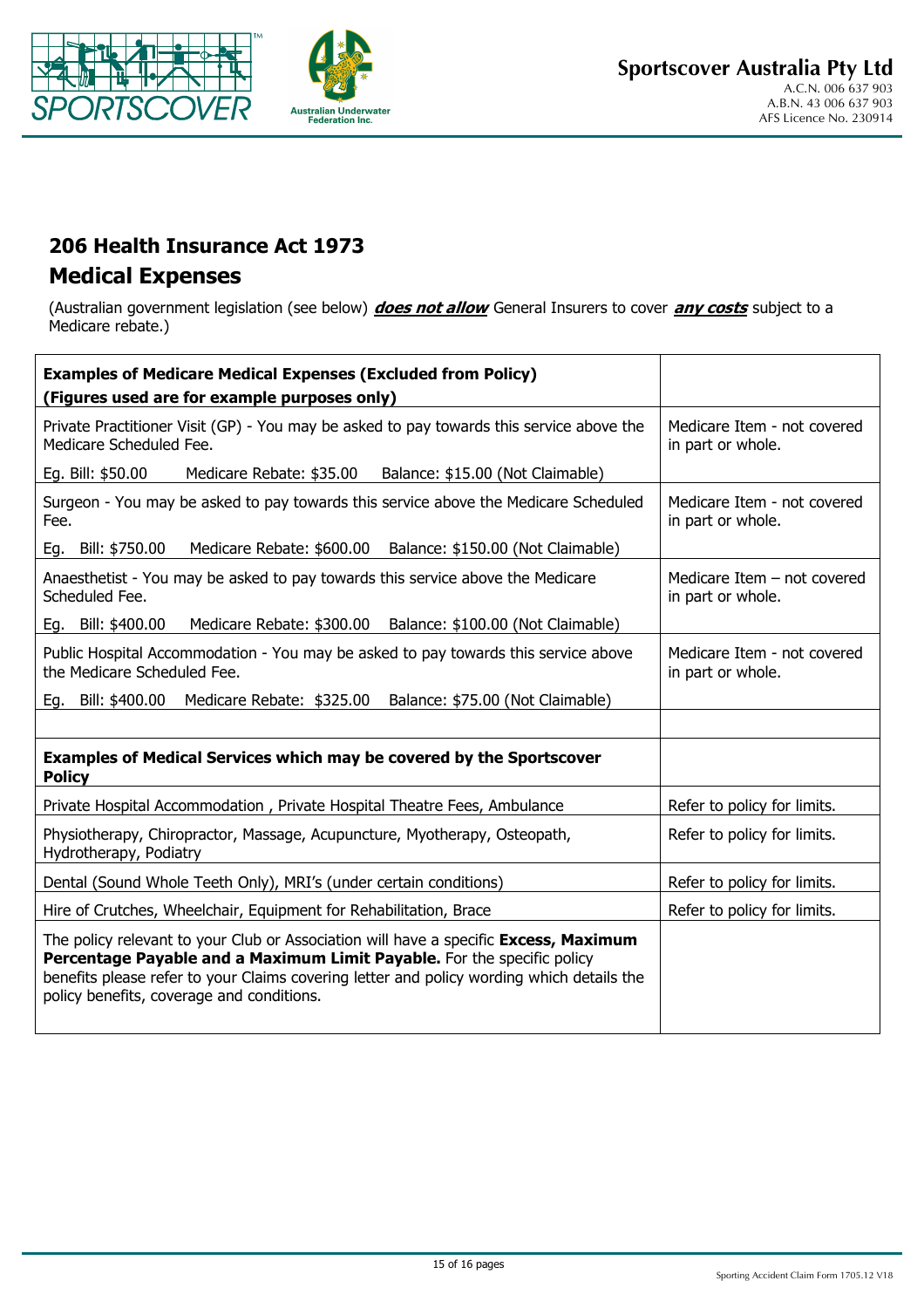## 206 Health Insurance Act 1973

## Medical Expenses

(Australian government legislation (see below) ***does not allow*** General Insurers to cover ***any costs*** subject to a Medicare rebate.)

| **Examples of Medicare Medical Expenses (Excluded from Policy)** **(Figures used are for example purposes only)** | |
|---|---|
| Private Practitioner Visit (GP) - You may be asked to pay towards this service above the Medicare Scheduled Fee. Eg. Bill: $50.00 Medicare Rebate: $35.00 Balance: $15.00 (Not Claimable) | Medicare Item - not covered in part or whole. |
| Surgeon - You may be asked to pay towards this service above the Medicare Scheduled Fee. Eg. Bill: $750.00 Medicare Rebate: $600.00 Balance: $150.00 (Not Claimable) | Medicare Item - not covered in part or whole. |
| Anaesthetist - You may be asked to pay towards this service above the Medicare Scheduled Fee. Eg. Bill: $400.00 Medicare Rebate: $300.00 Balance: $100.00 (Not Claimable) | Medicare Item – not covered in part or whole. |
| Public Hospital Accommodation - You may be asked to pay towards this service above the Medicare Scheduled Fee. Eg. Bill: $400.00 Medicare Rebate: $325.00 Balance: $75.00 (Not Claimable) | Medicare Item - not covered in part or whole. |
| | |
| **Examples of Medical Services which may be covered by the Sportscover Policy** | |
| Private Hospital Accommodation , Private Hospital Theatre Fees, Ambulance | Refer to policy for limits. |
| Physiotherapy, Chiropractor, Massage, Acupuncture, Myotherapy, Osteopath, Hydrotherapy, Podiatry | Refer to policy for limits. |
| Dental (Sound Whole Teeth Only), MRI's (under certain conditions) | Refer to policy for limits. |
| Hire of Crutches, Wheelchair, Equipment for Rehabilitation, Brace | Refer to policy for limits. |
| The policy relevant to your Club or Association will have a specific **Excess, Maximum Percentage Payable and a Maximum Limit Payable.** For the specific policy benefits please refer to your Claims covering letter and policy wording which details the policy benefits, coverage and conditions. | |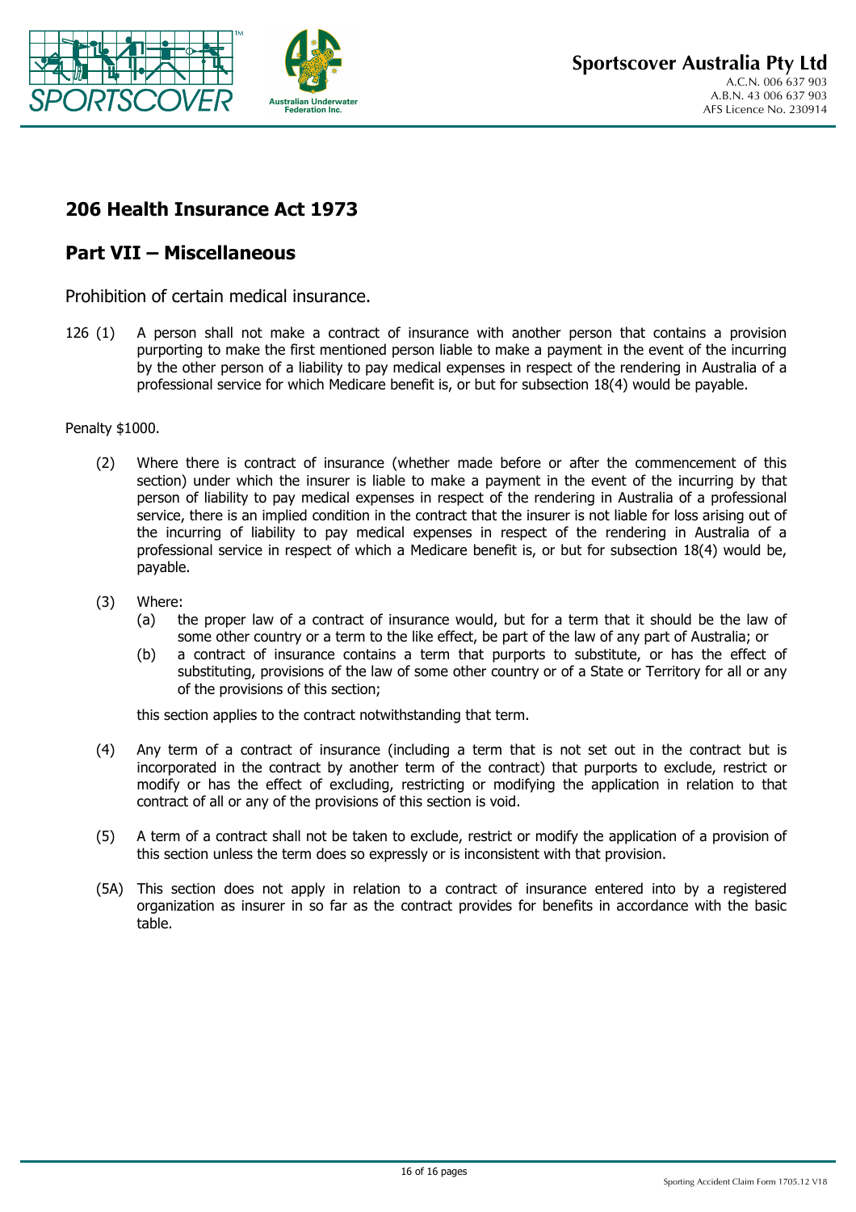## 206 Health Insurance Act 1973

## Part VII – Miscellaneous

Prohibition of certain medical insurance.

126 (1) A person shall not make a contract of insurance with another person that contains a provision purporting to make the first mentioned person liable to make a payment in the event of the incurring by the other person of a liability to pay medical expenses in respect of the rendering in Australia of a professional service for which Medicare benefit is, or but for subsection 18(4) would be payable.

Penalty $1000.

(2) Where there is contract of insurance (whether made before or after the commencement of this section) under which the insurer is liable to make a payment in the event of the incurring by that person of liability to pay medical expenses in respect of the rendering in Australia of a professional service, there is an implied condition in the contract that the insurer is not liable for loss arising out of the incurring of liability to pay medical expenses in respect of the rendering in Australia of a professional service in respect of which a Medicare benefit is, or but for subsection 18(4) would be, payable.

(3) Where:

(a) the proper law of a contract of insurance would, but for a term that it should be the law of some other country or a term to the like effect, be part of the law of any part of Australia; or

(b) a contract of insurance contains a term that purports to substitute, or has the effect of substituting, provisions of the law of some other country or of a State or Territory for all or any of the provisions of this section;

this section applies to the contract notwithstanding that term.

(4) Any term of a contract of insurance (including a term that is not set out in the contract but is incorporated in the contract by another term of the contract) that purports to exclude, restrict or modify or has the effect of excluding, restricting or modifying the application in relation to that contract of all or any of the provisions of this section is void.

(5) A term of a contract shall not be taken to exclude, restrict or modify the application of a provision of this section unless the term does so expressly or is inconsistent with that provision.

(5A) This section does not apply in relation to a contract of insurance entered into by a registered organization as insurer in so far as the contract provides for benefits in accordance with the basic table.